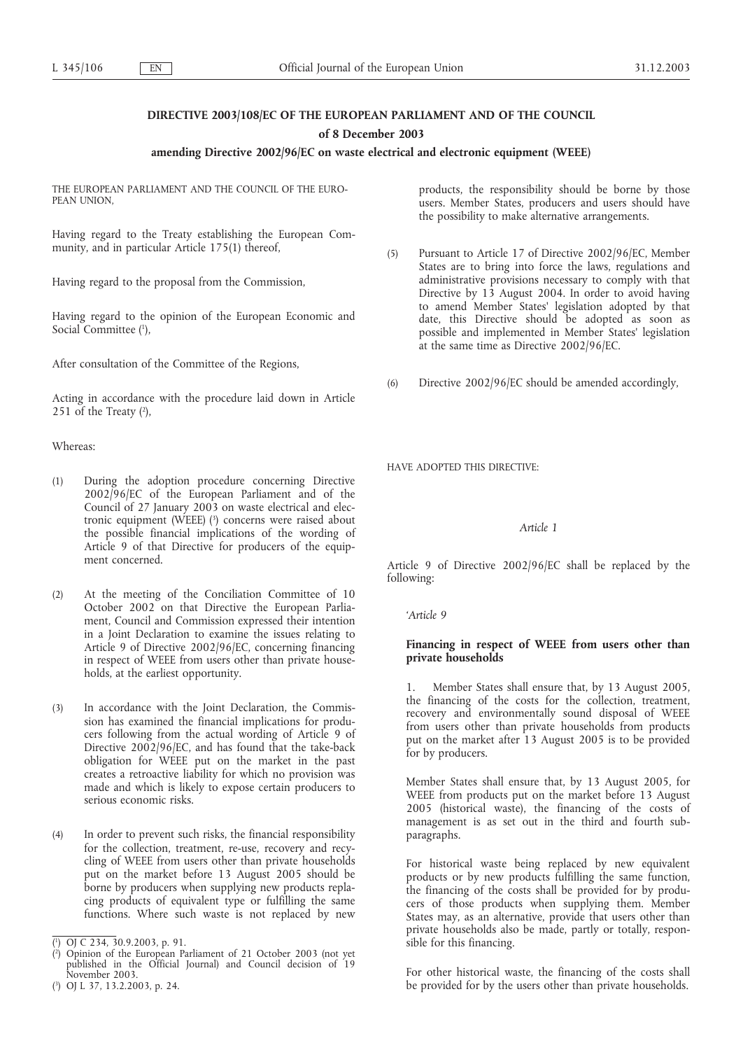# DIRECTIVE 2003/108/EC OF THE EUROPEAN PARLIAMENT AND OF THE COUNCIL

## of 8 December 2003

## amending Directive 2002/96/EC on waste electrical and electronic equipment (WEEE)

THE EUROPEAN PARLIAMENT AND THE COUNCIL OF THE EUROPEAN UNION,

Having regard to the Treaty establishing the European Community, and in particular Article 175(1) thereof,

Having regard to the proposal from the Commission,

Having regard to the opinion of the European Economic and Social Committee [1],

After consultation of the Committee of the Regions,

Acting in accordance with the procedure laid down in Article 251 of the Treaty [2],

Whereas:

(1) During the adoption procedure concerning Directive 2002/96/EC of the European Parliament and of the Council of 27 January 2003 on waste electrical and electronic equipment (WEEE) [3] concerns were raised about the possible financial implications of the wording of Article 9 of that Directive for producers of the equipment concerned.

(2) At the meeting of the Conciliation Committee of 10 October 2002 on that Directive the European Parliament, Council and Commission expressed their intention in a Joint Declaration to examine the issues relating to Article 9 of Directive 2002/96/EC, concerning financing in respect of WEEE from users other than private households, at the earliest opportunity.

(3) In accordance with the Joint Declaration, the Commission has examined the financial implications for producers following from the actual wording of Article 9 of Directive 2002/96/EC, and has found that the take-back obligation for WEEE put on the market in the past creates a retroactive liability for which no provision was made and which is likely to expose certain producers to serious economic risks.

(4) In order to prevent such risks, the financial responsibility for the collection, treatment, re-use, recovery and recycling of WEEE from users other than private households put on the market before 13 August 2005 should be borne by producers when supplying new products replacing products of equivalent type or fulfilling the same functions. Where such waste is not replaced by new products, the responsibility should be borne by those users. Member States, producers and users should have the possibility to make alternative arrangements.

(5) Pursuant to Article 17 of Directive 2002/96/EC, Member States are to bring into force the laws, regulations and administrative provisions necessary to comply with that Directive by 13 August 2004. In order to avoid having to amend Member States' legislation adopted by that date, this Directive should be adopted as soon as possible and implemented in Member States' legislation at the same time as Directive 2002/96/EC.

(6) Directive 2002/96/EC should be amended accordingly,

HAVE ADOPTED THIS DIRECTIVE:

*Article 1*

Article 9 of Directive 2002/96/EC shall be replaced by the following:

'*Article 9*

**Financing in respect of WEEE from users other than private households**

1. Member States shall ensure that, by 13 August 2005, the financing of the costs for the collection, treatment, recovery and environmentally sound disposal of WEEE from users other than private households from products put on the market after 13 August 2005 is to be provided for by producers.

Member States shall ensure that, by 13 August 2005, for WEEE from products put on the market before 13 August 2005 (historical waste), the financing of the costs of management is as set out in the third and fourth subparagraphs.

For historical waste being replaced by new equivalent products or by new products fulfilling the same function, the financing of the costs shall be provided for by producers of those products when supplying them. Member States may, as an alternative, provide that users other than private households also be made, partly or totally, responsible for this financing.

For other historical waste, the financing of the costs shall be provided for by the users other than private households.

---

[1] OJ C 234, 30.9.2003, p. 91.

[2] Opinion of the European Parliament of 21 October 2003 (not yet published in the Official Journal) and Council decision of 19 November 2003.

[3] OJ L 37, 13.2.2003, p. 24.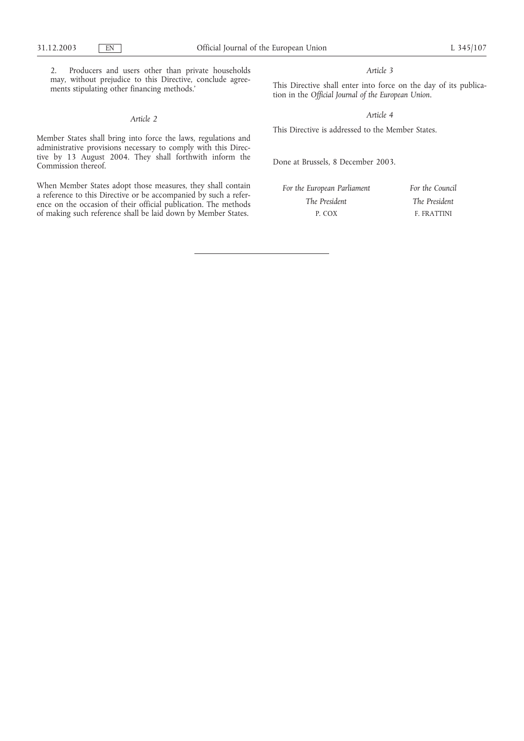2. Producers and users other than private households may, without prejudice to this Directive, conclude agreements stipulating other financing methods.'

*Article 2*

Member States shall bring into force the laws, regulations and administrative provisions necessary to comply with this Directive by 13 August 2004. They shall forthwith inform the Commission thereof.

When Member States adopt those measures, they shall contain a reference to this Directive or be accompanied by such a reference on the occasion of their official publication. The methods of making such reference shall be laid down by Member States.

*Article 3*

This Directive shall enter into force on the day of its publication in the *Official Journal of the European Union*.

*Article 4*

This Directive is addressed to the Member States.

Done at Brussels, 8 December 2003.

| *For the European Parliament* | *For the Council* |
| --- | --- |
| *The President* | *The President* |
| P. COX | F. FRATTINI |